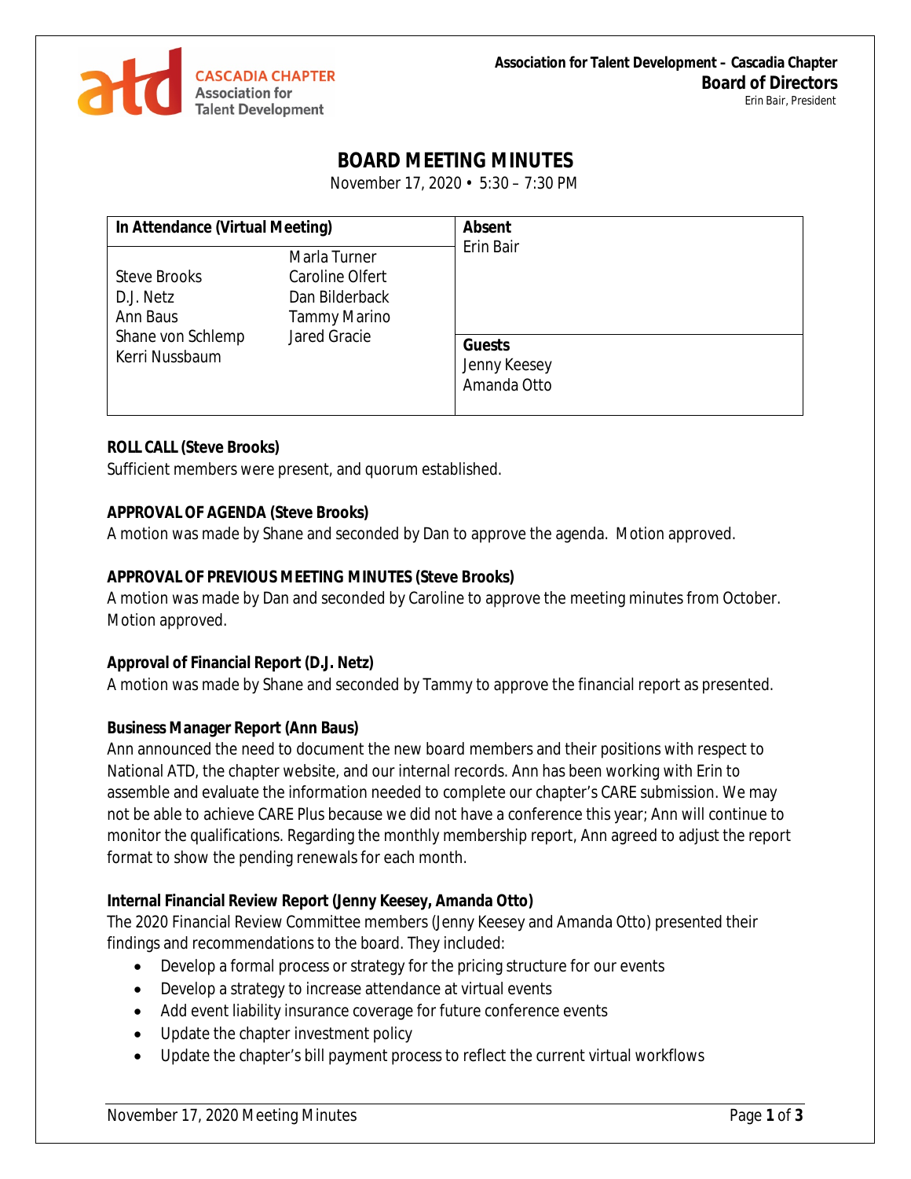CASCADIA CHAPTER
Association for Talent Development

**Association for Talent Development – Cascadia Chapter**
**Board of Directors**
*Erin Bair, President*

# BOARD MEETING MINUTES

November 17, 2020 • 5:30 – 7:30 PM

| In Attendance (Virtual Meeting) | | Absent |
|---|---|---|
| Steve Brooks | Marla Turner | Erin Bair |
| D.J. Netz | Caroline Olfert | |
| Ann Baus | Dan Bilderback | |
| Shane von Schlemp | Tammy Marino | **Guests** |
| Kerri Nussbaum | Jared Gracie | Jenny Keesey |
| | | Amanda Otto |

**ROLL CALL (Steve Brooks)**
Sufficient members were present, and quorum established.

**APPROVAL OF AGENDA (Steve Brooks)**
A motion was made by Shane and seconded by Dan to approve the agenda. Motion approved.

**APPROVAL OF PREVIOUS MEETING MINUTES (Steve Brooks)**
A motion was made by Dan and seconded by Caroline to approve the meeting minutes from October. Motion approved.

**Approval of Financial Report (D.J. Netz)**
A motion was made by Shane and seconded by Tammy to approve the financial report as presented.

**Business Manager Report (Ann Baus)**
Ann announced the need to document the new board members and their positions with respect to National ATD, the chapter website, and our internal records. Ann has been working with Erin to assemble and evaluate the information needed to complete our chapter's CARE submission. We may not be able to achieve CARE Plus because we did not have a conference this year; Ann will continue to monitor the qualifications. Regarding the monthly membership report, Ann agreed to adjust the report format to show the pending renewals for each month.

**Internal Financial Review Report (Jenny Keesey, Amanda Otto)**
The 2020 Financial Review Committee members (Jenny Keesey and Amanda Otto) presented their findings and recommendations to the board. They included:

- Develop a formal process or strategy for the pricing structure for our events
- Develop a strategy to increase attendance at virtual events
- Add event liability insurance coverage for future conference events
- Update the chapter investment policy
- Update the chapter's bill payment process to reflect the current virtual workflows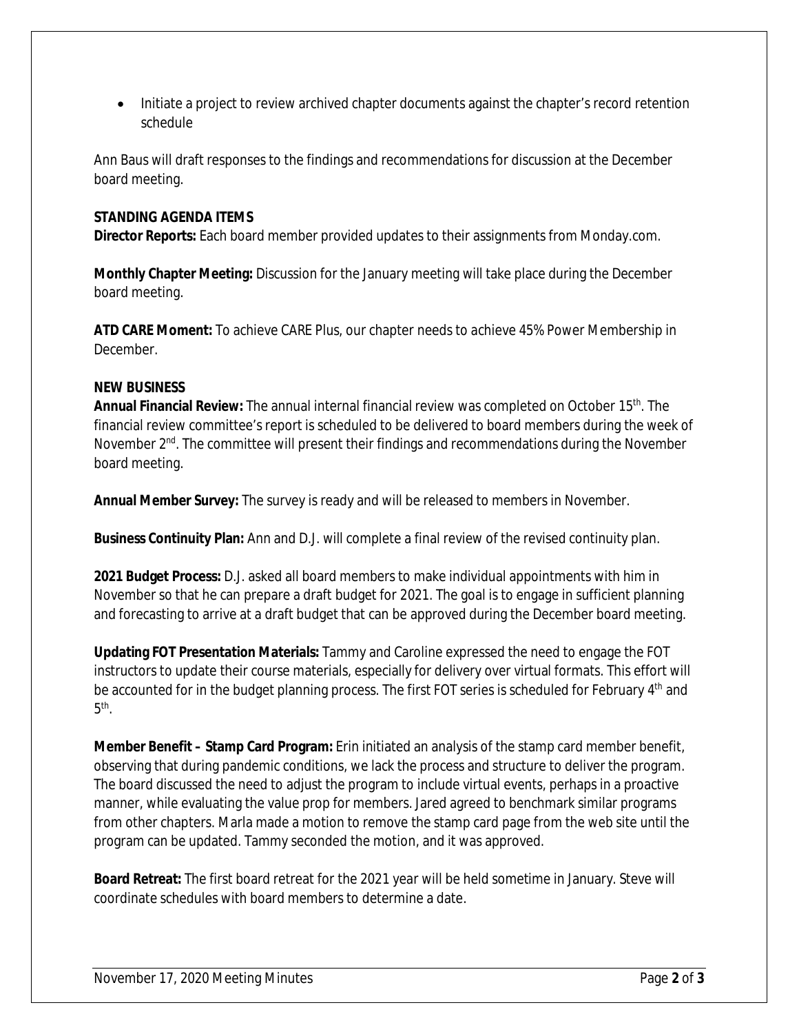- Initiate a project to review archived chapter documents against the chapter's record retention schedule

Ann Baus will draft responses to the findings and recommendations for discussion at the December board meeting.

**STANDING AGENDA ITEMS**

**Director Reports:** Each board member provided updates to their assignments from Monday.com.

**Monthly Chapter Meeting:** Discussion for the January meeting will take place during the December board meeting.

**ATD CARE Moment:** To achieve CARE Plus, our chapter needs to achieve 45% Power Membership in December.

**NEW BUSINESS**

**Annual Financial Review:** The annual internal financial review was completed on October 15th. The financial review committee's report is scheduled to be delivered to board members during the week of November 2nd. The committee will present their findings and recommendations during the November board meeting.

**Annual Member Survey:** The survey is ready and will be released to members in November.

**Business Continuity Plan:** Ann and D.J. will complete a final review of the revised continuity plan.

**2021 Budget Process:** D.J. asked all board members to make individual appointments with him in November so that he can prepare a draft budget for 2021. The goal is to engage in sufficient planning and forecasting to arrive at a draft budget that can be approved during the December board meeting.

**Updating FOT Presentation Materials:** Tammy and Caroline expressed the need to engage the FOT instructors to update their course materials, especially for delivery over virtual formats. This effort will be accounted for in the budget planning process. The first FOT series is scheduled for February 4th and 5th.

**Member Benefit – Stamp Card Program:** Erin initiated an analysis of the stamp card member benefit, observing that during pandemic conditions, we lack the process and structure to deliver the program. The board discussed the need to adjust the program to include virtual events, perhaps in a proactive manner, while evaluating the value prop for members. Jared agreed to benchmark similar programs from other chapters. Marla made a motion to remove the stamp card page from the web site until the program can be updated. Tammy seconded the motion, and it was approved.

**Board Retreat:** The first board retreat for the 2021 year will be held sometime in January. Steve will coordinate schedules with board members to determine a date.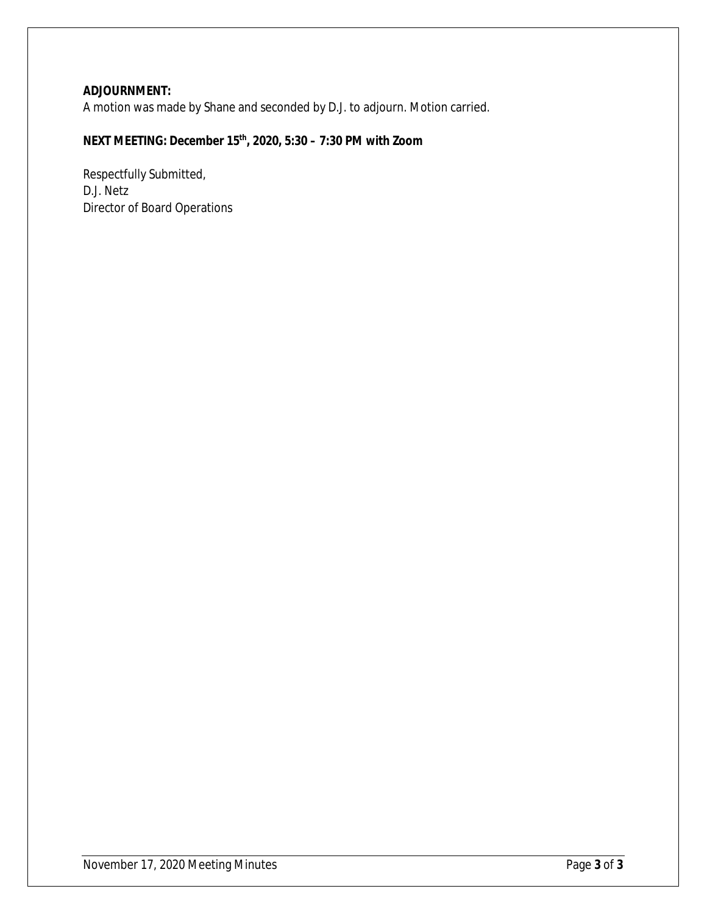**ADJOURNMENT:**

A motion was made by Shane and seconded by D.J. to adjourn. Motion carried.

**NEXT MEETING: December 15th, 2020, 5:30 – 7:30 PM with Zoom**

Respectfully Submitted,
D.J. Netz
Director of Board Operations